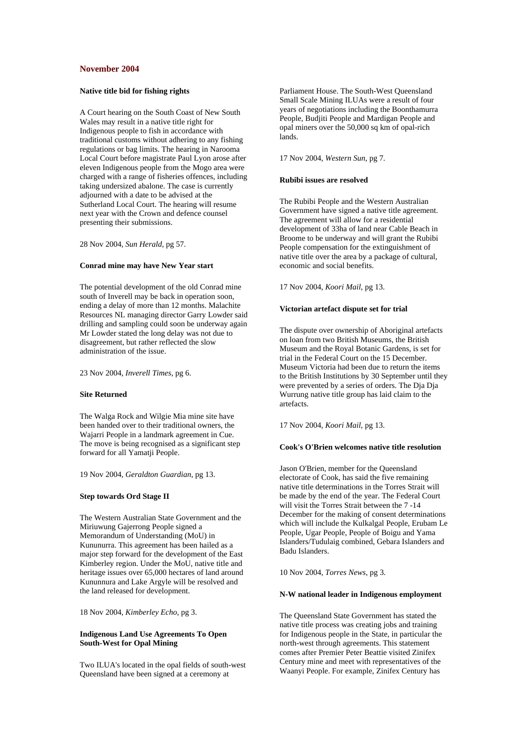## November 2004

### Native title bid for fishing rights

A Court hearing on the South Coast of New South Wales may result in a native title right for Indigenous people to fish in accordance with traditional customs without adhering to any fishing regulations or bag limits. The hearing in Narooma Local Court before magistrate Paul Lyon arose after eleven Indigenous people from the Mogo area were charged with a range of fisheries offences, including taking undersized abalone. The case is currently adjourned with a date to be advised at the Sutherland Local Court. The hearing will resume next year with the Crown and defence counsel presenting their submissions.

28 Nov 2004, *Sun Herald*, pg 57.

### Conrad mine may have New Year start

The potential development of the old Conrad mine south of Inverell may be back in operation soon, ending a delay of more than 12 months. Malachite Resources NL managing director Garry Lowder said drilling and sampling could soon be underway again Mr Lowder stated the long delay was not due to disagreement, but rather reflected the slow administration of the issue.

23 Nov 2004, *Inverell Times*, pg 6.

### Site Returned

The Walga Rock and Wilgie Mia mine site have been handed over to their traditional owners, the Wajarri People in a landmark agreement in Cue. The move is being recognised as a significant step forward for all Yamatji People.

19 Nov 2004, *Geraldton Guardian*, pg 13.

### Step towards Ord Stage II

The Western Australian State Government and the Miriuwung Gajerrong People signed a Memorandum of Understanding (MoU) in Kununurra. This agreement has been hailed as a major step forward for the development of the East Kimberley region. Under the MoU, native title and heritage issues over 65,000 hectares of land around Kununnura and Lake Argyle will be resolved and the land released for development.

18 Nov 2004, *Kimberley Echo*, pg 3.

### Indigenous Land Use Agreements To Open South-West for Opal Mining

Two ILUA's located in the opal fields of south-west Queensland have been signed at a ceremony at Parliament House. The South-West Queensland Small Scale Mining ILUAs were a result of four years of negotiations including the Boonthamurra People, Budjiti People and Mardigan People and opal miners over the 50,000 sq km of opal-rich lands.

17 Nov 2004, *Western Sun*, pg 7.

### Rubibi issues are resolved

The Rubibi People and the Western Australian Government have signed a native title agreement. The agreement will allow for a residential development of 33ha of land near Cable Beach in Broome to be underway and will grant the Rubibi People compensation for the extinguishment of native title over the area by a package of cultural, economic and social benefits.

17 Nov 2004, *Koori Mail*, pg 13.

### Victorian artefact dispute set for trial

The dispute over ownership of Aboriginal artefacts on loan from two British Museums, the British Museum and the Royal Botanic Gardens, is set for trial in the Federal Court on the 15 December. Museum Victoria had been due to return the items to the British Institutions by 30 September until they were prevented by a series of orders. The Dja Dja Wurrung native title group has laid claim to the artefacts.

17 Nov 2004, *Koori Mail*, pg 13.

### Cook's O'Brien welcomes native title resolution

Jason O'Brien, member for the Queensland electorate of Cook, has said the five remaining native title determinations in the Torres Strait will be made by the end of the year. The Federal Court will visit the Torres Strait between the 7 -14 December for the making of consent determinations which will include the Kulkalgal People, Erubam Le People, Ugar People, People of Boigu and Yama Islanders/Tudulaig combined, Gebara Islanders and Badu Islanders.

10 Nov 2004, *Torres News*, pg 3.

### N-W national leader in Indigenous employment

The Queensland State Government has stated the native title process was creating jobs and training for Indigenous people in the State, in particular the north-west through agreements. This statement comes after Premier Peter Beattie visited Zinifex Century mine and meet with representatives of the Waanyi People. For example, Zinifex Century has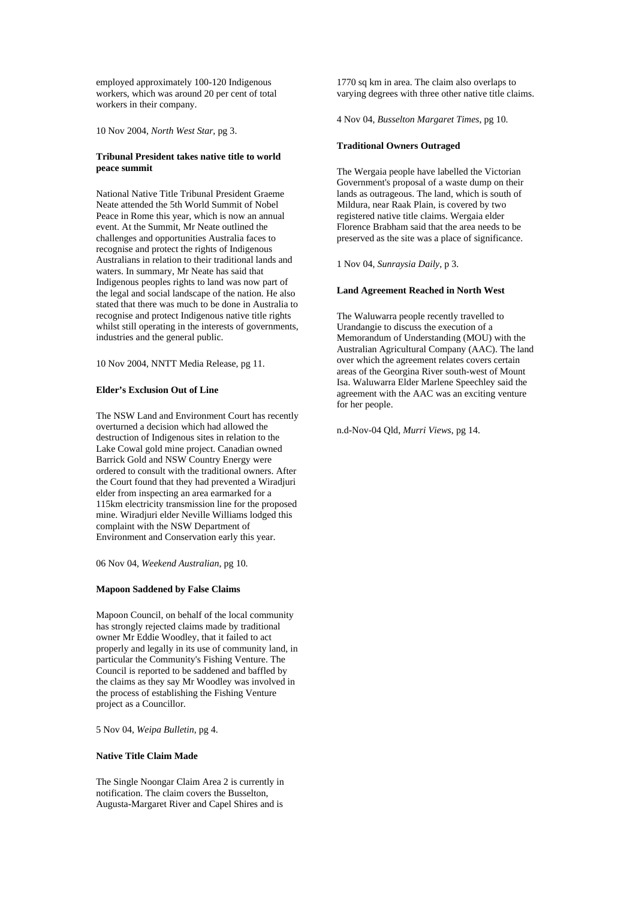employed approximately 100-120 Indigenous workers, which was around 20 per cent of total workers in their company.

10 Nov 2004, *North West Star*, pg 3.

**Tribunal President takes native title to world peace summit**

National Native Title Tribunal President Graeme Neate attended the 5th World Summit of Nobel Peace in Rome this year, which is now an annual event. At the Summit, Mr Neate outlined the challenges and opportunities Australia faces to recognise and protect the rights of Indigenous Australians in relation to their traditional lands and waters. In summary, Mr Neate has said that Indigenous peoples rights to land was now part of the legal and social landscape of the nation. He also stated that there was much to be done in Australia to recognise and protect Indigenous native title rights whilst still operating in the interests of governments, industries and the general public.

10 Nov 2004, NNTT Media Release, pg 11.

**Elder's Exclusion Out of Line**

The NSW Land and Environment Court has recently overturned a decision which had allowed the destruction of Indigenous sites in relation to the Lake Cowal gold mine project. Canadian owned Barrick Gold and NSW Country Energy were ordered to consult with the traditional owners. After the Court found that they had prevented a Wiradjuri elder from inspecting an area earmarked for a 115km electricity transmission line for the proposed mine. Wiradjuri elder Neville Williams lodged this complaint with the NSW Department of Environment and Conservation early this year.

06 Nov 04, *Weekend Australian*, pg 10.

**Mapoon Saddened by False Claims**

Mapoon Council, on behalf of the local community has strongly rejected claims made by traditional owner Mr Eddie Woodley, that it failed to act properly and legally in its use of community land, in particular the Community's Fishing Venture. The Council is reported to be saddened and baffled by the claims as they say Mr Woodley was involved in the process of establishing the Fishing Venture project as a Councillor.

5 Nov 04, *Weipa Bulletin*, pg 4.

**Native Title Claim Made**

The Single Noongar Claim Area 2 is currently in notification. The claim covers the Busselton, Augusta-Margaret River and Capel Shires and is 1770 sq km in area. The claim also overlaps to varying degrees with three other native title claims.

4 Nov 04, *Busselton Margaret Times*, pg 10.

**Traditional Owners Outraged**

The Wergaia people have labelled the Victorian Government's proposal of a waste dump on their lands as outrageous. The land, which is south of Mildura, near Raak Plain, is covered by two registered native title claims. Wergaia elder Florence Brabham said that the area needs to be preserved as the site was a place of significance.

1 Nov 04, *Sunraysia Daily*, p 3.

**Land Agreement Reached in North West**

The Waluwarra people recently travelled to Urandangie to discuss the execution of a Memorandum of Understanding (MOU) with the Australian Agricultural Company (AAC). The land over which the agreement relates covers certain areas of the Georgina River south-west of Mount Isa. Waluwarra Elder Marlene Speechley said the agreement with the AAC was an exciting venture for her people.

n.d-Nov-04 Qld, *Murri Views*, pg 14.